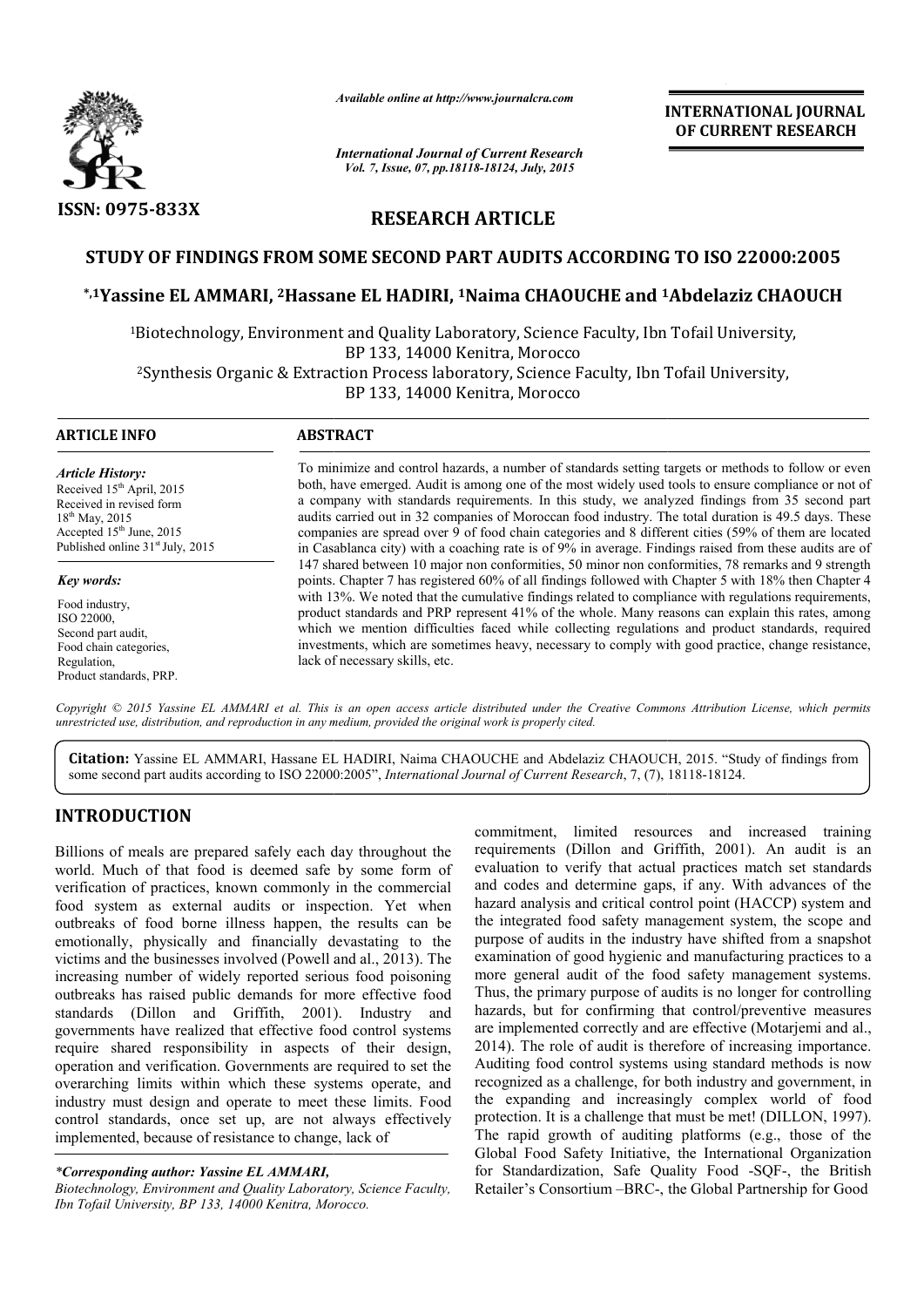*Available online at http://www.journalcra.com*

*International Journal of Current Research*
*Vol. 7, Issue, 07, pp.18118-18124, July, 2015*

**INTERNATIONAL JOURNAL OF CURRENT RESEARCH**

**ISSN: 0975-833X**

**RESEARCH ARTICLE**

# STUDY OF FINDINGS FROM SOME SECOND PART AUDITS ACCORDING TO ISO 22000:2005

**\*,[1]Yassine EL AMMARI, [2]Hassane EL HADIRI, [1]Naima CHAOUCHE and [1]Abdelaziz CHAOUCH**

[1]Biotechnology, Environment and Quality Laboratory, Science Faculty, Ibn Tofail University, BP 133, 14000 Kenitra, Morocco

[2]Synthesis Organic & Extraction Process laboratory, Science Faculty, Ibn Tofail University, BP 133, 14000 Kenitra, Morocco

**ARTICLE INFO**

***Article History:***

Received 15th April, 2015
Received in revised form 18th May, 2015
Accepted 15th June, 2015
Published online 31st July, 2015

***Key words:***

Food industry,
ISO 22000,
Second part audit,
Food chain categories,
Regulation,
Product standards, PRP.

**ABSTRACT**

To minimize and control hazards, a number of standards setting targets or methods to follow or even both, have emerged. Audit is among one of the most widely used tools to ensure compliance or not of a company with standards requirements. In this study, we analyzed findings from 35 second part audits carried out in 32 companies of Moroccan food industry. The total duration is 49.5 days. These companies are spread over 9 of food chain categories and 8 different cities (59% of them are located in Casablanca city) with a coaching rate is of 9% in average. Findings raised from these audits are of 147 shared between 10 major non conformities, 50 minor non conformities, 78 remarks and 9 strength points. Chapter 7 has registered 60% of all findings followed with Chapter 5 with 18% then Chapter 4 with 13%. We noted that the cumulative findings related to compliance with regulations requirements, product standards and PRP represent 41% of the whole. Many reasons can explain this rates, among which we mention difficulties faced while collecting regulations and product standards, required investments, which are sometimes heavy, necessary to comply with good practice, change resistance, lack of necessary skills, etc.

*Copyright © 2015 Yassine EL AMMARI et al. This is an open access article distributed under the Creative Commons Attribution License, which permits unrestricted use, distribution, and reproduction in any medium, provided the original work is properly cited.*

**Citation:** Yassine EL AMMARI, Hassane EL HADIRI, Naima CHAOUCHE and Abdelaziz CHAOUCH, 2015. "Study of findings from some second part audits according to ISO 22000:2005", *International Journal of Current Research*, 7, (7), 18118-18124.

## INTRODUCTION

Billions of meals are prepared safely each day throughout the world. Much of that food is deemed safe by some form of verification of practices, known commonly in the commercial food system as external audits or inspection. Yet when outbreaks of food borne illness happen, the results can be emotionally, physically and financially devastating to the victims and the businesses involved (Powell and al., 2013). The increasing number of widely reported serious food poisoning outbreaks has raised public demands for more effective food standards (Dillon and Griffith, 2001). Industry and governments have realized that effective food control systems require shared responsibility in aspects of their design, operation and verification. Governments are required to set the overarching limits within which these systems operate, and industry must design and operate to meet these limits. Food control standards, once set up, are not always effectively implemented, because of resistance to change, lack of commitment, limited resources and increased training requirements (Dillon and Griffith, 2001). An audit is an evaluation to verify that actual practices match set standards and codes and determine gaps, if any. With advances of the hazard analysis and critical control point (HACCP) system and the integrated food safety management system, the scope and purpose of audits in the industry have shifted from a snapshot examination of good hygienic and manufacturing practices to a more general audit of the food safety management systems. Thus, the primary purpose of audits is no longer for controlling hazards, but for confirming that control/preventive measures are implemented correctly and are effective (Motarjemi and al., 2014). The role of audit is therefore of increasing importance. Auditing food control systems using standard methods is now recognized as a challenge, for both industry and government, in the expanding and increasingly complex world of food protection. It is a challenge that must be met! (DILLON, 1997). The rapid growth of auditing platforms (e.g., those of the Global Food Safety Initiative, the International Organization for Standardization, Safe Quality Food -SQF-, the British Retailer's Consortium –BRC-, the Global Partnership for Good

*\*Corresponding author: Yassine EL AMMARI,*
*Biotechnology, Environment and Quality Laboratory, Science Faculty, Ibn Tofail University, BP 133, 14000 Kenitra, Morocco.*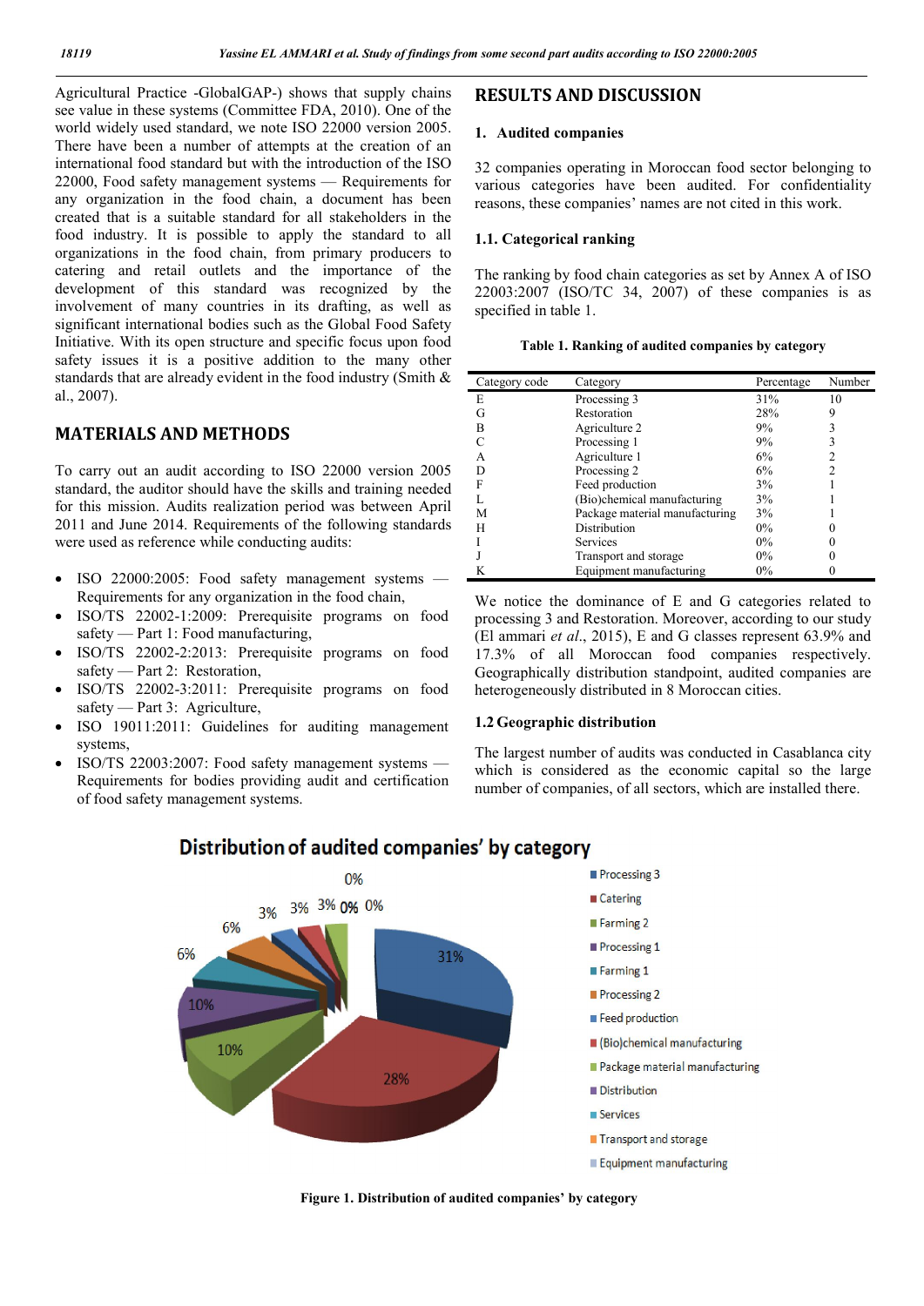Agricultural Practice -GlobalGAP-) shows that supply chains see value in these systems (Committee FDA, 2010). One of the world widely used standard, we note ISO 22000 version 2005. There have been a number of attempts at the creation of an international food standard but with the introduction of the ISO 22000, Food safety management systems — Requirements for any organization in the food chain, a document has been created that is a suitable standard for all stakeholders in the food industry. It is possible to apply the standard to all organizations in the food chain, from primary producers to catering and retail outlets and the importance of the development of this standard was recognized by the involvement of many countries in its drafting, as well as significant international bodies such as the Global Food Safety Initiative. With its open structure and specific focus upon food safety issues it is a positive addition to the many other standards that are already evident in the food industry (Smith & al., 2007).

## MATERIALS AND METHODS

To carry out an audit according to ISO 22000 version 2005 standard, the auditor should have the skills and training needed for this mission. Audits realization period was between April 2011 and June 2014. Requirements of the following standards were used as reference while conducting audits:

- ISO 22000:2005: Food safety management systems — Requirements for any organization in the food chain,
- ISO/TS 22002-1:2009: Prerequisite programs on food safety — Part 1: Food manufacturing,
- ISO/TS 22002-2:2013: Prerequisite programs on food safety — Part 2: Restoration,
- ISO/TS 22002-3:2011: Prerequisite programs on food safety — Part 3: Agriculture,
- ISO 19011:2011: Guidelines for auditing management systems,
- ISO/TS 22003:2007: Food safety management systems — Requirements for bodies providing audit and certification of food safety management systems.

## RESULTS AND DISCUSSION

### 1. Audited companies

32 companies operating in Moroccan food sector belonging to various categories have been audited. For confidentiality reasons, these companies' names are not cited in this work.

### 1.1. Categorical ranking

The ranking by food chain categories as set by Annex A of ISO 22003:2007 (ISO/TC 34, 2007) of these companies is as specified in table 1.

**Table 1. Ranking of audited companies by category**

| Category code | Category | Percentage | Number |
|---|---|---|---|
| E | Processing 3 | 31% | 10 |
| G | Restoration | 28% | 9 |
| B | Agriculture 2 | 9% | 3 |
| C | Processing 1 | 9% | 3 |
| A | Agriculture 1 | 6% | 2 |
| D | Processing 2 | 6% | 2 |
| F | Feed production | 3% | 1 |
| L | (Bio)chemical manufacturing | 3% | 1 |
| M | Package material manufacturing | 3% | 1 |
| H | Distribution | 0% | 0 |
| I | Services | 0% | 0 |
| J | Transport and storage | 0% | 0 |
| K | Equipment manufacturing | 0% | 0 |

We notice the dominance of E and G categories related to processing 3 and Restoration. Moreover, according to our study (El ammari *et al*., 2015), E and G classes represent 63.9% and 17.3% of all Moroccan food companies respectively. Geographically distribution standpoint, audited companies are heterogeneously distributed in 8 Moroccan cities.

### 1.2 Geographic distribution

The largest number of audits was conducted in Casablanca city which is considered as the economic capital so the large number of companies, of all sectors, which are installed there.

**Figure 1. Distribution of audited companies' by category**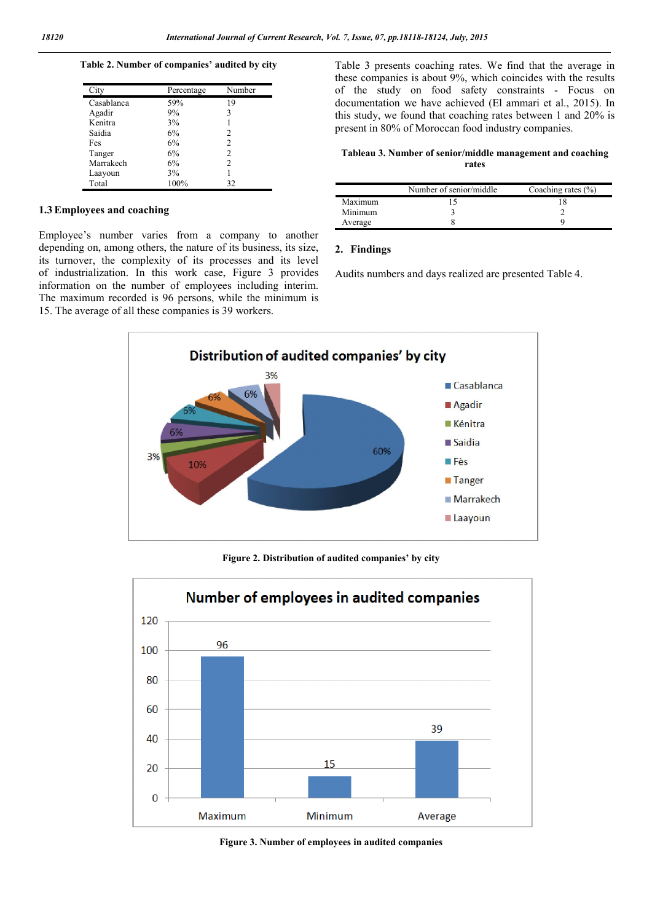**Table 2. Number of companies' audited by city**

| City | Percentage | Number |
|---|---|---|
| Casablanca | 59% | 19 |
| Agadir | 9% | 3 |
| Kenitra | 3% | 1 |
| Saidia | 6% | 2 |
| Fes | 6% | 2 |
| Tanger | 6% | 2 |
| Marrakech | 6% | 2 |
| Laayoun | 3% | 1 |
| Total | 100% | 32 |

### 1.3 Employees and coaching

Employee's number varies from a company to another depending on, among others, the nature of its business, its size, its turnover, the complexity of its processes and its level of industrialization. In this work case, Figure 3 provides information on the number of employees including interim. The maximum recorded is 96 persons, while the minimum is 15. The average of all these companies is 39 workers.

Table 3 presents coaching rates. We find that the average in these companies is about 9%, which coincides with the results of the study on food safety constraints - Focus on documentation we have achieved (El ammari et al., 2015). In this study, we found that coaching rates between 1 and 20% is present in 80% of Moroccan food industry companies.

**Tableau 3. Number of senior/middle management and coaching rates**

| | Number of senior/middle | Coaching rates (%) |
|---|---|---|
| Maximum | 15 | 18 |
| Minimum | 3 | 2 |
| Average | 8 | 9 |

## 2. Findings

Audits numbers and days realized are presented Table 4.

**Figure 2. Distribution of audited companies' by city**

**Figure 3. Number of employees in audited companies**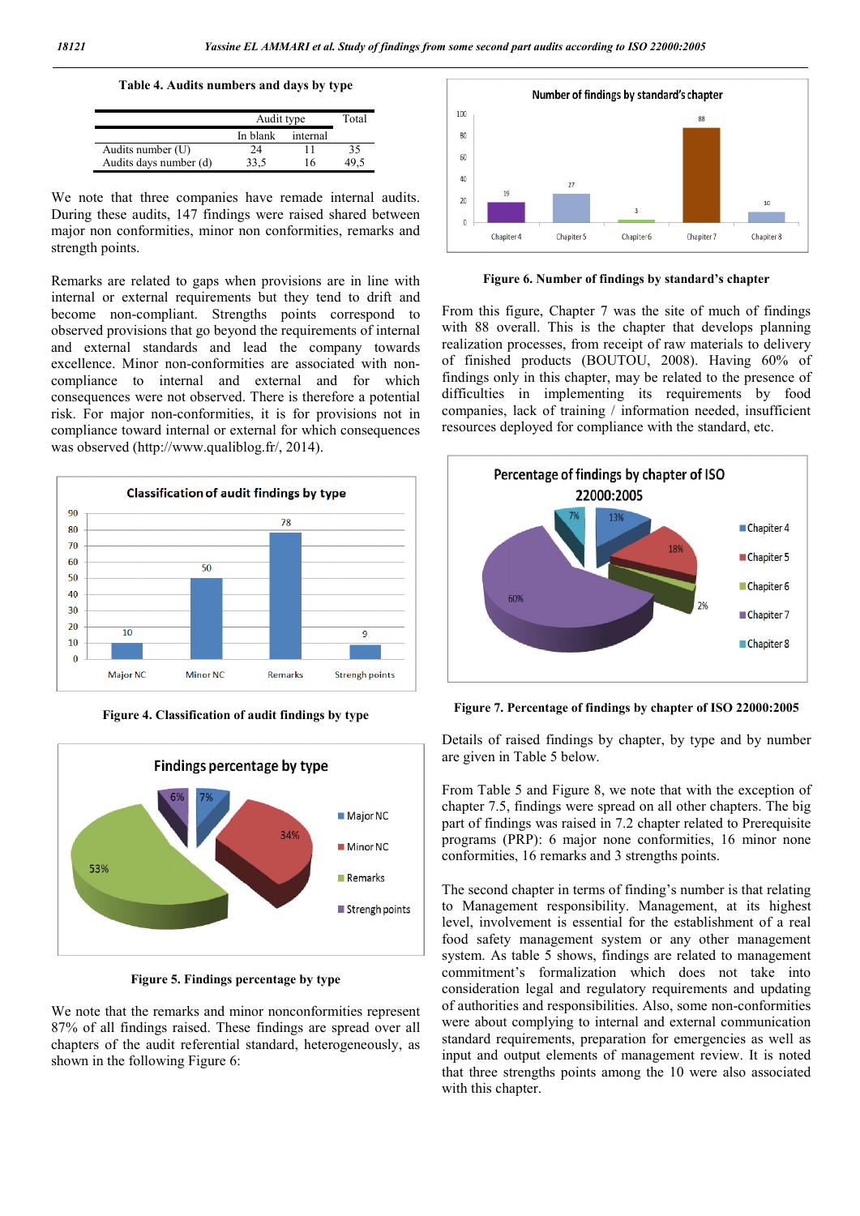**Table 4. Audits numbers and days by type**

| | Audit type | | Total |
|---|---|---|---|
| | In blank | internal | |
| Audits number (U) | 24 | 11 | 35 |
| Audits days number (d) | 33,5 | 16 | 49,5 |

We note that three companies have remade internal audits. During these audits, 147 findings were raised shared between major non conformities, minor non conformities, remarks and strength points.

Remarks are related to gaps when provisions are in line with internal or external requirements but they tend to drift and become non-compliant. Strengths points correspond to observed provisions that go beyond the requirements of internal and external standards and lead the company towards excellence. Minor non-conformities are associated with non-compliance to internal and external and for which consequences were not observed. There is therefore a potential risk. For major non-conformities, it is for provisions not in compliance toward internal or external for which consequences was observed (http://www.qualiblog.fr/, 2014).

**Figure 4. Classification of audit findings by type**

**Figure 5. Findings percentage by type**

We note that the remarks and minor nonconformities represent 87% of all findings raised. These findings are spread over all chapters of the audit referential standard, heterogeneously, as shown in the following Figure 6:

**Figure 6. Number of findings by standard's chapter**

From this figure, Chapter 7 was the site of much of findings with 88 overall. This is the chapter that develops planning realization processes, from receipt of raw materials to delivery of finished products (BOUTOU, 2008). Having 60% of findings only in this chapter, may be related to the presence of difficulties in implementing its requirements by food companies, lack of training / information needed, insufficient resources deployed for compliance with the standard, etc.

**Figure 7. Percentage of findings by chapter of ISO 22000:2005**

Details of raised findings by chapter, by type and by number are given in Table 5 below.

From Table 5 and Figure 8, we note that with the exception of chapter 7.5, findings were spread on all other chapters. The big part of findings was raised in 7.2 chapter related to Prerequisite programs (PRP): 6 major none conformities, 16 minor none conformities, 16 remarks and 3 strengths points.

The second chapter in terms of finding's number is that relating to Management responsibility. Management, at its highest level, involvement is essential for the establishment of a real food safety management system or any other management system. As table 5 shows, findings are related to management commitment's formalization which does not take into consideration legal and regulatory requirements and updating of authorities and responsibilities. Also, some non-conformities were about complying to internal and external communication standard requirements, preparation for emergencies as well as input and output elements of management review. It is noted that three strengths points among the 10 were also associated with this chapter.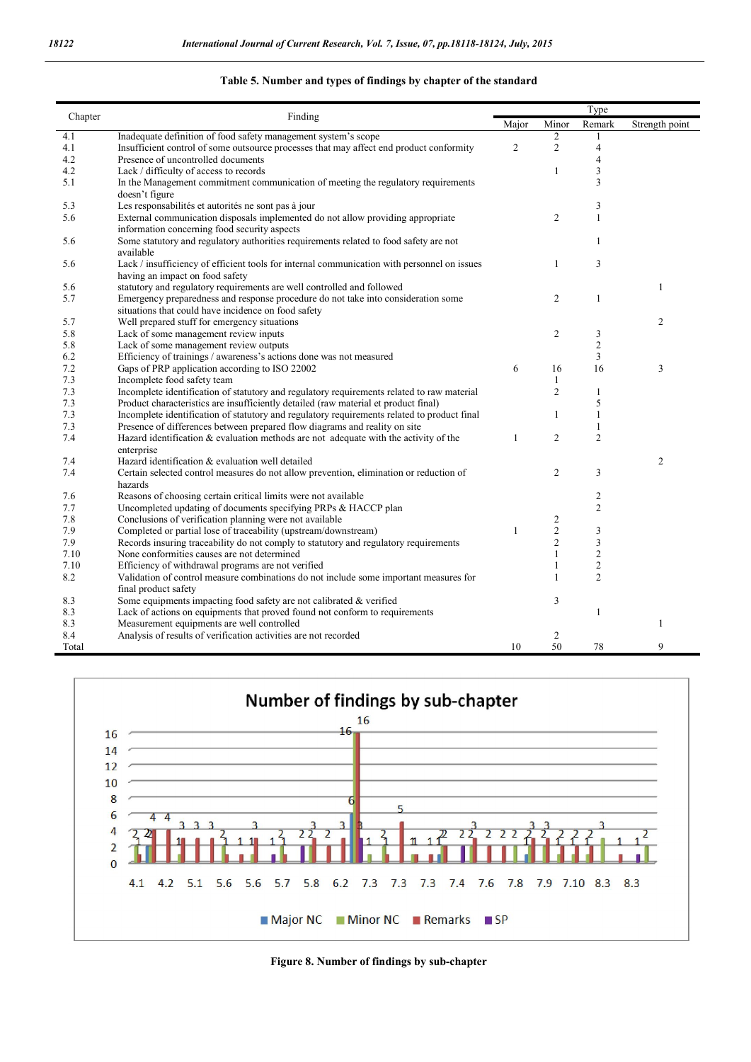**Table 5. Number and types of findings by chapter of the standard**

| Chapter | Finding | Type | | | |
|---|---|---|---|---|---|
| | | Major | Minor | Remark | Strength point |
| 4.1 | Inadequate definition of food safety management system's scope | | 2 | 1 | |
| 4.1 | Insufficient control of some outsource processes that may affect end product conformity | 2 | 2 | 4 | |
| 4.2 | Presence of uncontrolled documents | | | 4 | |
| 4.2 | Lack / difficulty of access to records | | 1 | 3 | |
| 5.1 | In the Management commitment communication of meeting the regulatory requirements doesn't figure | | | 3 | |
| 5.3 | Les responsabilités et autorités ne sont pas à jour | | | 3 | |
| 5.6 | External communication disposals implemented do not allow providing appropriate information concerning food security aspects | | 2 | 1 | |
| 5.6 | Some statutory and regulatory authorities requirements related to food safety are not available | | | 1 | |
| 5.6 | Lack / insufficiency of efficient tools for internal communication with personnel on issues having an impact on food safety | | 1 | 3 | |
| 5.6 | statutory and regulatory requirements are well controlled and followed | | | | 1 |
| 5.7 | Emergency preparedness and response procedure do not take into consideration some situations that could have incidence on food safety | | 2 | 1 | |
| 5.7 | Well prepared stuff for emergency situations | | | | 2 |
| 5.8 | Lack of some management review inputs | | 2 | 3 | |
| 5.8 | Lack of some management review outputs | | | 2 | |
| 6.2 | Efficiency of trainings / awareness's actions done was not measured | | | 3 | |
| 7.2 | Gaps of PRP application according to ISO 22002 | 6 | 16 | 16 | 3 |
| 7.3 | Incomplete food safety team | | 1 | | |
| 7.3 | Incomplete identification of statutory and regulatory requirements related to raw material | | 2 | 1 | |
| 7.3 | Product characteristics are insufficiently detailed (raw material et product final) | | | 5 | |
| 7.3 | Incomplete identification of statutory and regulatory requirements related to product final | | 1 | 1 | |
| 7.3 | Presence of differences between prepared flow diagrams and reality on site | | | 1 | |
| 7.4 | Hazard identification & evaluation methods are not adequate with the activity of the enterprise | 1 | 2 | 2 | |
| 7.4 | Hazard identification & evaluation well detailed | | | | 2 |
| 7.4 | Certain selected control measures do not allow prevention, elimination or reduction of hazards | | 2 | 3 | |
| 7.6 | Reasons of choosing certain critical limits were not available | | | 2 | |
| 7.7 | Uncompleted updating of documents specifying PRPs & HACCP plan | | | 2 | |
| 7.8 | Conclusions of verification planning were not available | | 2 | | |
| 7.9 | Completed or partial lose of traceability (upstream/downstream) | 1 | 2 | 3 | |
| 7.9 | Records insuring traceability do not comply to statutory and regulatory requirements | | 2 | 3 | |
| 7.10 | None conformities causes are not determined | | 1 | 2 | |
| 7.10 | Efficiency of withdrawal programs are not verified | | 1 | 2 | |
| 8.2 | Validation of control measure combinations do not include some important measures for final product safety | | 1 | 2 | |
| 8.3 | Some equipments impacting food safety are not calibrated & verified | | 3 | | |
| 8.3 | Lack of actions on equipments that proved found not conform to requirements | | | 1 | |
| 8.3 | Measurement equipments are well controlled | | | | 1 |
| 8.4 | Analysis of results of verification activities are not recorded | | 2 | | |
| Total | | 10 | 50 | 78 | 9 |

**Figure 8. Number of findings by sub-chapter**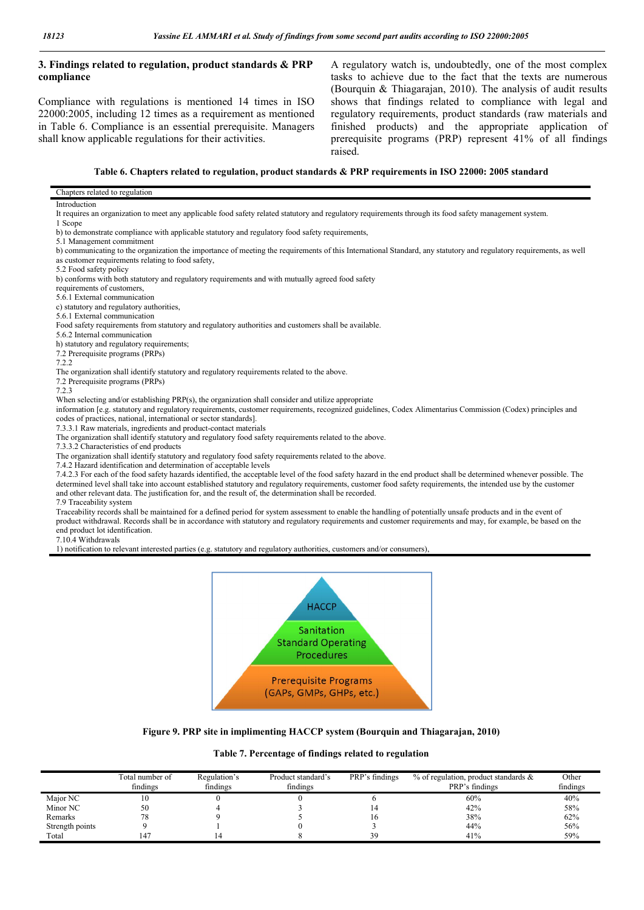### 3. Findings related to regulation, product standards & PRP compliance

Compliance with regulations is mentioned 14 times in ISO 22000:2005, including 12 times as a requirement as mentioned in Table 6. Compliance is an essential prerequisite. Managers shall know applicable regulations for their activities.

A regulatory watch is, undoubtedly, one of the most complex tasks to achieve due to the fact that the texts are numerous (Bourquin & Thiagarajan, 2010). The analysis of audit results shows that findings related to compliance with legal and regulatory requirements, product standards (raw materials and finished products) and the appropriate application of prerequisite programs (PRP) represent 41% of all findings raised.

**Table 6. Chapters related to regulation, product standards & PRP requirements in ISO 22000: 2005 standard**

| Chapters related to regulation |
|---|
| Introduction |
| It requires an organization to meet any applicable food safety related statutory and regulatory requirements through its food safety management system. |
| 1 Scope |
| b) to demonstrate compliance with applicable statutory and regulatory food safety requirements, |
| 5.1 Management commitment |
| b) communicating to the organization the importance of meeting the requirements of this International Standard, any statutory and regulatory requirements, as well as customer requirements relating to food safety, |
| 5.2 Food safety policy |
| b) conforms with both statutory and regulatory requirements and with mutually agreed food safety requirements of customers, |
| 5.6.1 External communication |
| c) statutory and regulatory authorities, |
| 5.6.1 External communication |
| Food safety requirements from statutory and regulatory authorities and customers shall be available. |
| 5.6.2 Internal communication |
| h) statutory and regulatory requirements; |
| 7.2 Prerequisite programs (PRPs) |
| 7.2.2 |
| The organization shall identify statutory and regulatory requirements related to the above. |
| 7.2 Prerequisite programs (PRPs) |
| 7.2.3 |
| When selecting and/or establishing PRP(s), the organization shall consider and utilize appropriate information [e.g. statutory and regulatory requirements, customer requirements, recognized guidelines, Codex Alimentarius Commission (Codex) principles and codes of practices, national, international or sector standards]. |
| 7.3.3.1 Raw materials, ingredients and product-contact materials |
| The organization shall identify statutory and regulatory food safety requirements related to the above. |
| 7.3.3.2 Characteristics of end products |
| The organization shall identify statutory and regulatory food safety requirements related to the above. |
| 7.4.2 Hazard identification and determination of acceptable levels |
| 7.4.2.3 For each of the food safety hazards identified, the acceptable level of the food safety hazard in the end product shall be determined whenever possible. The determined level shall take into account established statutory and regulatory requirements, customer food safety requirements, the intended use by the customer and other relevant data. The justification for, and the result of, the determination shall be recorded. |
| 7.9 Traceability system |
| Traceability records shall be maintained for a defined period for system assessment to enable the handling of potentially unsafe products and in the event of product withdrawal. Records shall be in accordance with statutory and regulatory requirements and customer requirements and may, for example, be based on the end product lot identification. |
| 7.10.4 Withdrawals |
| 1) notification to relevant interested parties (e.g. statutory and regulatory authorities, customers and/or consumers), |

**Figure 9. PRP site in implimenting HACCP system (Bourquin and Thiagarajan, 2010)**

**Table 7. Percentage of findings related to regulation**

| | Total number of findings | Regulation's findings | Product standard's findings | PRP's findings | % of regulation, product standards & PRP's findings | Other findings |
|---|---|---|---|---|---|---|
| Major NC | 10 | 0 | 0 | 6 | 60% | 40% |
| Minor NC | 50 | 4 | 3 | 14 | 42% | 58% |
| Remarks | 78 | 9 | 5 | 16 | 38% | 62% |
| Strength points | 9 | 1 | 0 | 3 | 44% | 56% |
| Total | 147 | 14 | 8 | 39 | 41% | 59% |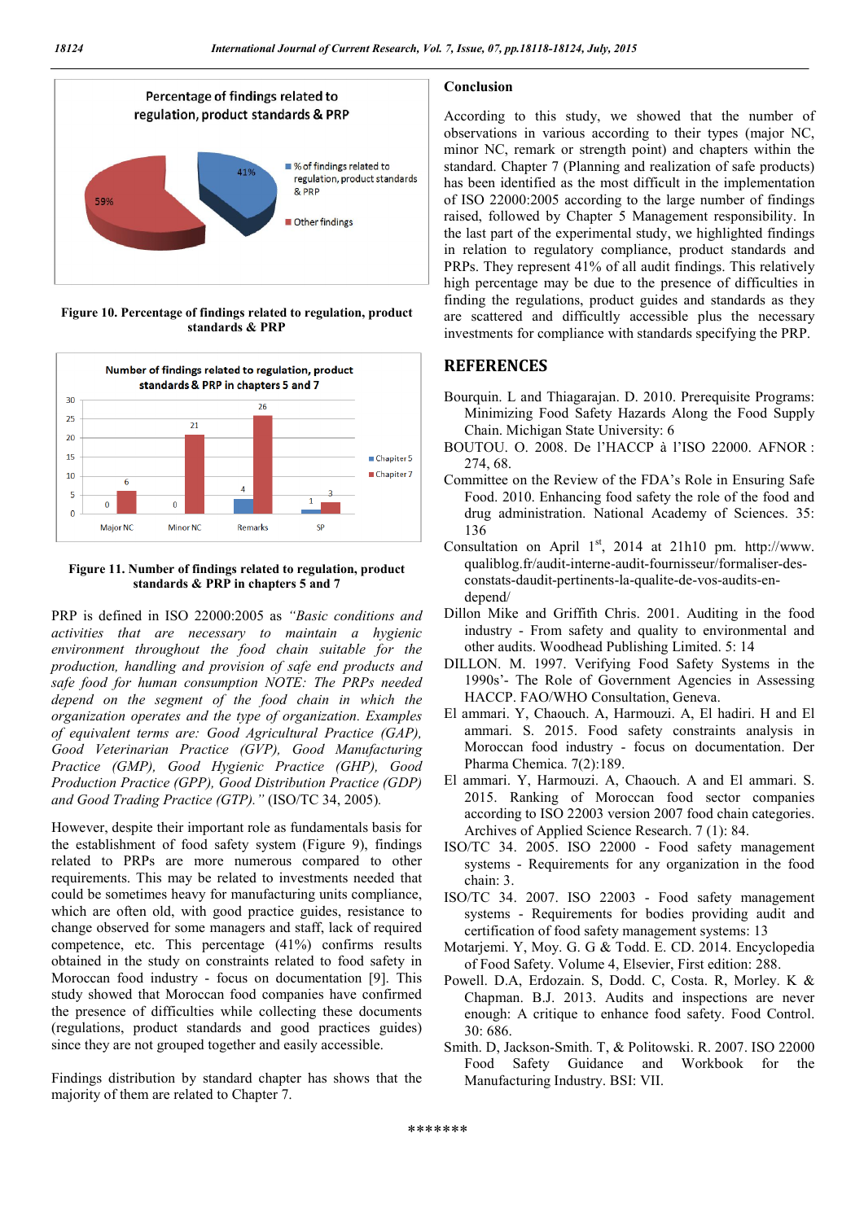Percentage of findings related to regulation, product standards & PRP

41%

59%

% of findings related to regulation, product standards & PRP

Other findings

**Figure 10. Percentage of findings related to regulation, product standards & PRP**

Number of findings related to regulation, product standards & PRP in chapters 5 and 7

30
25
20
15
10
5
0

0 6 0 21 4 26 1 3

Major NC    Minor NC    Remarks    SP

Chapiter 5
Chapiter 7

**Figure 11. Number of findings related to regulation, product standards & PRP in chapters 5 and 7**

PRP is defined in ISO 22000:2005 as *"Basic conditions and activities that are necessary to maintain a hygienic environment throughout the food chain suitable for the production, handling and provision of safe end products and safe food for human consumption NOTE: The PRPs needed depend on the segment of the food chain in which the organization operates and the type of organization. Examples of equivalent terms are: Good Agricultural Practice (GAP), Good Veterinarian Practice (GVP), Good Manufacturing Practice (GMP), Good Hygienic Practice (GHP), Good Production Practice (GPP), Good Distribution Practice (GDP) and Good Trading Practice (GTP)."* (ISO/TC 34, 2005).

However, despite their important role as fundamentals basis for the establishment of food safety system (Figure 9), findings related to PRPs are more numerous compared to other requirements. This may be related to investments needed that could be sometimes heavy for manufacturing units compliance, which are often old, with good practice guides, resistance to change observed for some managers and staff, lack of required competence, etc. This percentage (41%) confirms results obtained in the study on constraints related to food safety in Moroccan food industry - focus on documentation [9]. This study showed that Moroccan food companies have confirmed the presence of difficulties while collecting these documents (regulations, product standards and good practices guides) since they are not grouped together and easily accessible.

Findings distribution by standard chapter has shows that the majority of them are related to Chapter 7.

## Conclusion

According to this study, we showed that the number of observations in various according to their types (major NC, minor NC, remark or strength point) and chapters within the standard. Chapter 7 (Planning and realization of safe products) has been identified as the most difficult in the implementation of ISO 22000:2005 according to the large number of findings raised, followed by Chapter 5 Management responsibility. In the last part of the experimental study, we highlighted findings in relation to regulatory compliance, product standards and PRPs. They represent 41% of all audit findings. This relatively high percentage may be due to the presence of difficulties in finding the regulations, product guides and standards as they are scattered and difficultly accessible plus the necessary investments for compliance with standards specifying the PRP.

## REFERENCES

Bourquin. L and Thiagarajan. D. 2010. Prerequisite Programs: Minimizing Food Safety Hazards Along the Food Supply Chain. Michigan State University: 6

BOUTOU. O. 2008. De l'HACCP à l'ISO 22000. AFNOR : 274, 68.

Committee on the Review of the FDA's Role in Ensuring Safe Food. 2010. Enhancing food safety the role of the food and drug administration. National Academy of Sciences. 35: 136

Consultation on April 1st, 2014 at 21h10 pm. http://www.qualiblog.fr/audit-interne-audit-fournisseur/formaliser-des-constats-daudit-pertinents-la-qualite-de-vos-audits-en-depend/

Dillon Mike and Griffith Chris. 2001. Auditing in the food industry - From safety and quality to environmental and other audits. Woodhead Publishing Limited. 5: 14

DILLON. M. 1997. Verifying Food Safety Systems in the 1990s'- The Role of Government Agencies in Assessing HACCP. FAO/WHO Consultation, Geneva.

El ammari. Y, Chaouch. A, Harmouzi. A, El hadiri. H and El ammari. S. 2015. Food safety constraints analysis in Moroccan food industry - focus on documentation. Der Pharma Chemica. 7(2):189.

El ammari. Y, Harmouzi. A, Chaouch. A and El ammari. S. 2015. Ranking of Moroccan food sector companies according to ISO 22003 version 2007 food chain categories. Archives of Applied Science Research. 7 (1): 84.

ISO/TC 34. 2005. ISO 22000 - Food safety management systems - Requirements for any organization in the food chain: 3.

ISO/TC 34. 2007. ISO 22003 - Food safety management systems - Requirements for bodies providing audit and certification of food safety management systems: 13

Motarjemi. Y, Moy. G. G & Todd. E. CD. 2014. Encyclopedia of Food Safety. Volume 4, Elsevier, First edition: 288.

Powell. D.A, Erdozain. S, Dodd. C, Costa. R, Morley. K & Chapman. B.J. 2013. Audits and inspections are never enough: A critique to enhance food safety. Food Control. 30: 686.

Smith. D, Jackson-Smith. T, & Politowski. R. 2007. ISO 22000 Food Safety Guidance and Workbook for the Manufacturing Industry. BSI: VII.

*******